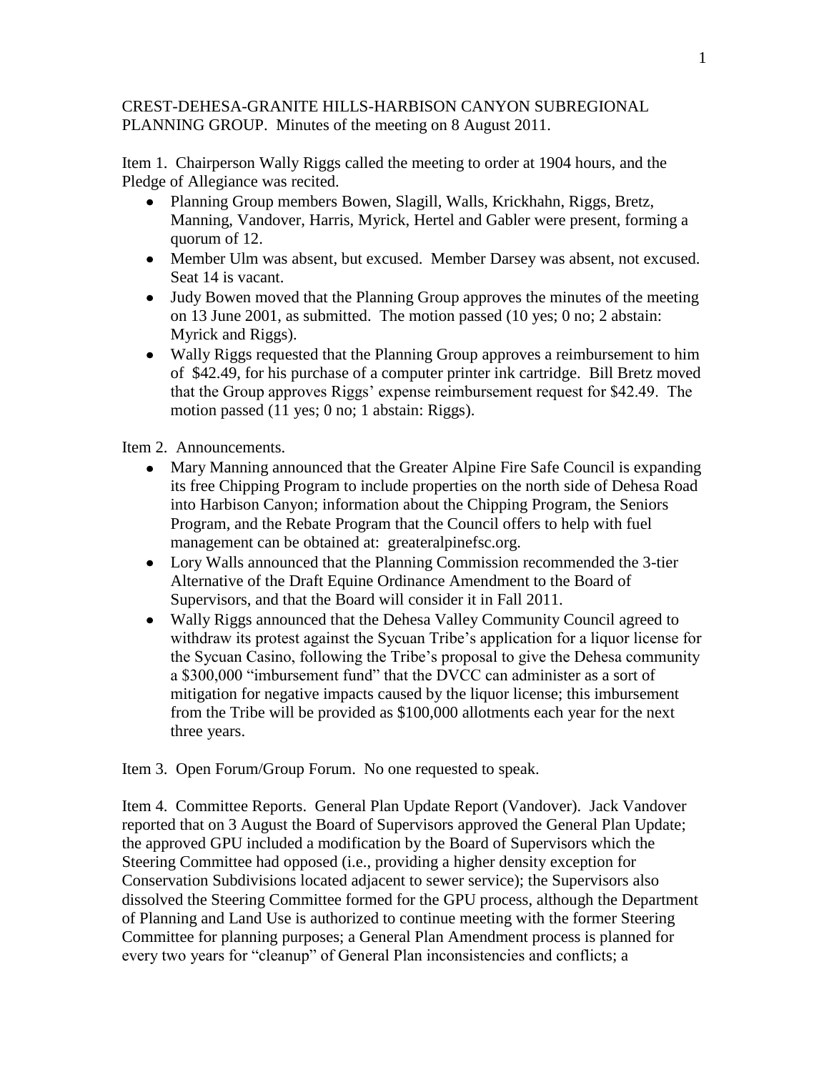CREST-DEHESA-GRANITE HILLS-HARBISON CANYON SUBREGIONAL PLANNING GROUP. Minutes of the meeting on 8 August 2011.

Item 1. Chairperson Wally Riggs called the meeting to order at 1904 hours, and the Pledge of Allegiance was recited.

- Planning Group members Bowen, Slagill, Walls, Krickhahn, Riggs, Bretz, Manning, Vandover, Harris, Myrick, Hertel and Gabler were present, forming a quorum of 12.
- Member Ulm was absent, but excused. Member Darsey was absent, not excused. Seat 14 is vacant.
- Judy Bowen moved that the Planning Group approves the minutes of the meeting on 13 June 2001, as submitted. The motion passed (10 yes; 0 no; 2 abstain: Myrick and Riggs).
- Wally Riggs requested that the Planning Group approves a reimbursement to him of $42.49, for his purchase of a computer printer ink cartridge. Bill Bretz moved that the Group approves Riggs' expense reimbursement request for $42.49. The motion passed (11 yes; 0 no; 1 abstain: Riggs).

Item 2. Announcements.

- Mary Manning announced that the Greater Alpine Fire Safe Council is expanding its free Chipping Program to include properties on the north side of Dehesa Road into Harbison Canyon; information about the Chipping Program, the Seniors Program, and the Rebate Program that the Council offers to help with fuel management can be obtained at: greateralpinefsc.org.
- Lory Walls announced that the Planning Commission recommended the 3-tier Alternative of the Draft Equine Ordinance Amendment to the Board of Supervisors, and that the Board will consider it in Fall 2011.
- Wally Riggs announced that the Dehesa Valley Community Council agreed to withdraw its protest against the Sycuan Tribe's application for a liquor license for the Sycuan Casino, following the Tribe's proposal to give the Dehesa community a $300,000 "imbursement fund" that the DVCC can administer as a sort of mitigation for negative impacts caused by the liquor license; this imbursement from the Tribe will be provided as $100,000 allotments each year for the next three years.

Item 3. Open Forum/Group Forum. No one requested to speak.

Item 4. Committee Reports. General Plan Update Report (Vandover). Jack Vandover reported that on 3 August the Board of Supervisors approved the General Plan Update; the approved GPU included a modification by the Board of Supervisors which the Steering Committee had opposed (i.e., providing a higher density exception for Conservation Subdivisions located adjacent to sewer service); the Supervisors also dissolved the Steering Committee formed for the GPU process, although the Department of Planning and Land Use is authorized to continue meeting with the former Steering Committee for planning purposes; a General Plan Amendment process is planned for every two years for "cleanup" of General Plan inconsistencies and conflicts; a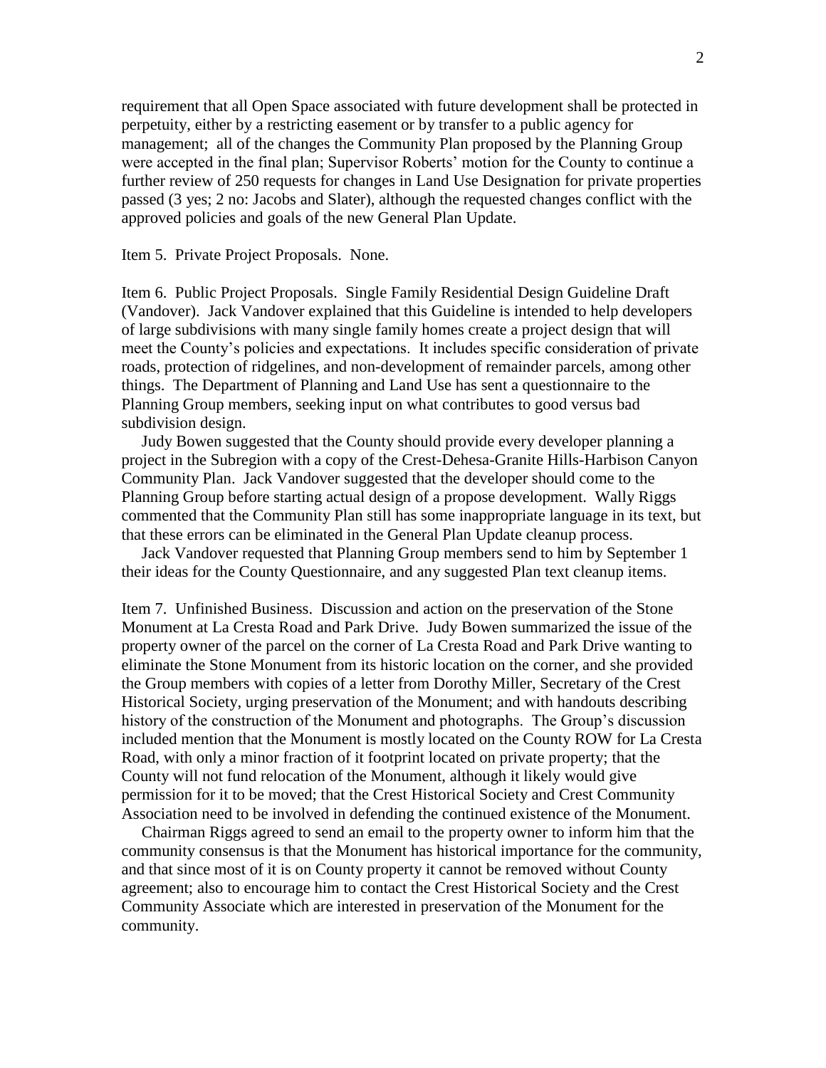requirement that all Open Space associated with future development shall be protected in perpetuity, either by a restricting easement or by transfer to a public agency for management; all of the changes the Community Plan proposed by the Planning Group were accepted in the final plan; Supervisor Roberts' motion for the County to continue a further review of 250 requests for changes in Land Use Designation for private properties passed (3 yes; 2 no: Jacobs and Slater), although the requested changes conflict with the approved policies and goals of the new General Plan Update.

Item 5. Private Project Proposals. None.

Item 6. Public Project Proposals. Single Family Residential Design Guideline Draft (Vandover). Jack Vandover explained that this Guideline is intended to help developers of large subdivisions with many single family homes create a project design that will meet the County's policies and expectations. It includes specific consideration of private roads, protection of ridgelines, and non-development of remainder parcels, among other things. The Department of Planning and Land Use has sent a questionnaire to the Planning Group members, seeking input on what contributes to good versus bad subdivision design.

Judy Bowen suggested that the County should provide every developer planning a project in the Subregion with a copy of the Crest-Dehesa-Granite Hills-Harbison Canyon Community Plan. Jack Vandover suggested that the developer should come to the Planning Group before starting actual design of a propose development. Wally Riggs commented that the Community Plan still has some inappropriate language in its text, but that these errors can be eliminated in the General Plan Update cleanup process.

Jack Vandover requested that Planning Group members send to him by September 1 their ideas for the County Questionnaire, and any suggested Plan text cleanup items.

Item 7. Unfinished Business. Discussion and action on the preservation of the Stone Monument at La Cresta Road and Park Drive. Judy Bowen summarized the issue of the property owner of the parcel on the corner of La Cresta Road and Park Drive wanting to eliminate the Stone Monument from its historic location on the corner, and she provided the Group members with copies of a letter from Dorothy Miller, Secretary of the Crest Historical Society, urging preservation of the Monument; and with handouts describing history of the construction of the Monument and photographs. The Group's discussion included mention that the Monument is mostly located on the County ROW for La Cresta Road, with only a minor fraction of it footprint located on private property; that the County will not fund relocation of the Monument, although it likely would give permission for it to be moved; that the Crest Historical Society and Crest Community Association need to be involved in defending the continued existence of the Monument.

Chairman Riggs agreed to send an email to the property owner to inform him that the community consensus is that the Monument has historical importance for the community, and that since most of it is on County property it cannot be removed without County agreement; also to encourage him to contact the Crest Historical Society and the Crest Community Associate which are interested in preservation of the Monument for the community.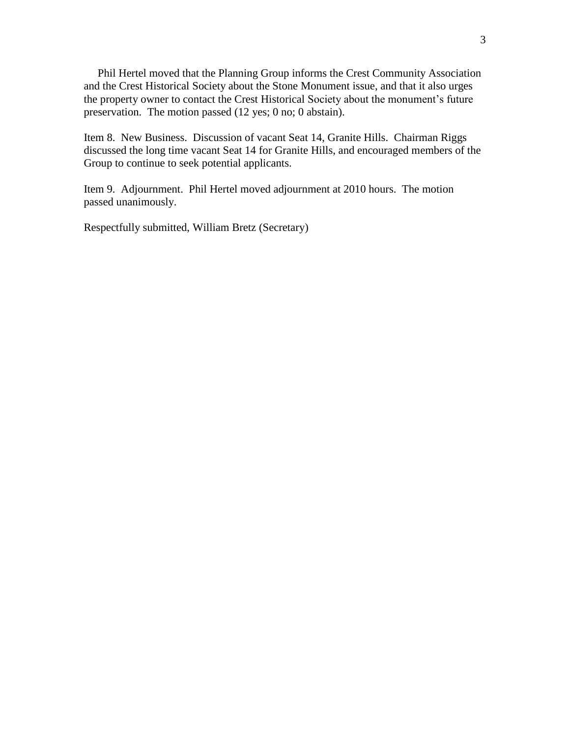Phil Hertel moved that the Planning Group informs the Crest Community Association and the Crest Historical Society about the Stone Monument issue, and that it also urges the property owner to contact the Crest Historical Society about the monument's future preservation. The motion passed (12 yes; 0 no; 0 abstain).

Item 8. New Business. Discussion of vacant Seat 14, Granite Hills. Chairman Riggs discussed the long time vacant Seat 14 for Granite Hills, and encouraged members of the Group to continue to seek potential applicants.

Item 9. Adjournment. Phil Hertel moved adjournment at 2010 hours. The motion passed unanimously.

Respectfully submitted, William Bretz (Secretary)